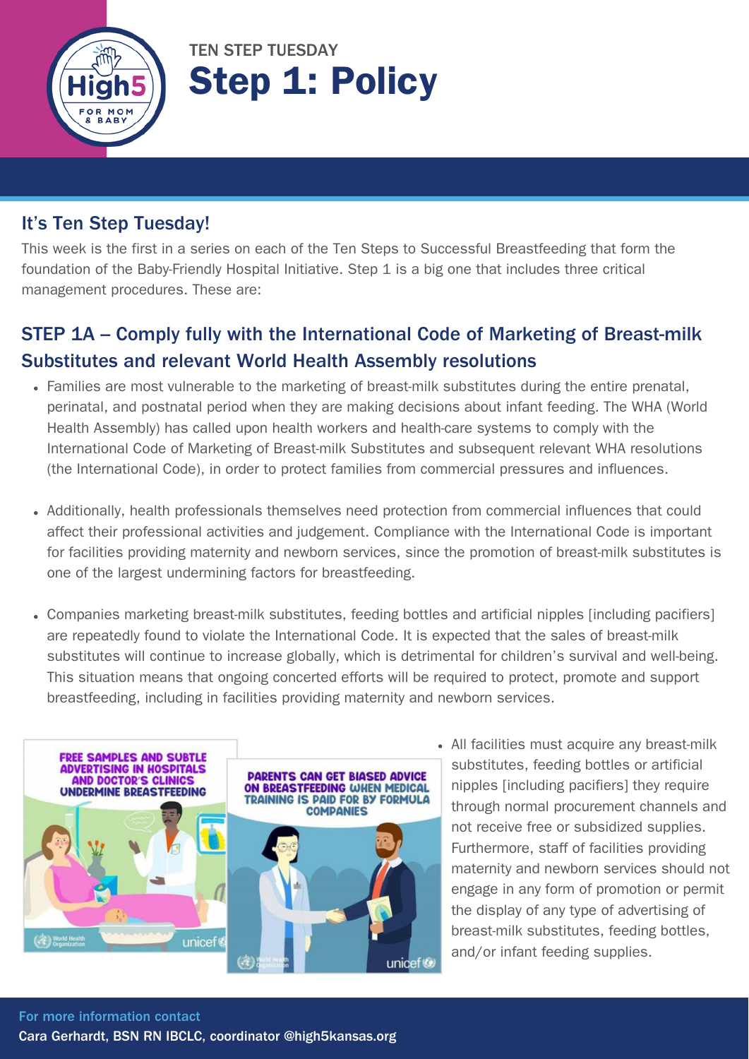TEN STEP TUESDAY

# Step 1: Policy

## It's Ten Step Tuesday!

This week is the first in a series on each of the Ten Steps to Successful Breastfeeding that form the foundation of the Baby-Friendly Hospital Initiative. Step 1 is a big one that includes three critical management procedures. These are:

## STEP 1A – Comply fully with the International Code of Marketing of Breast-milk Substitutes and relevant World Health Assembly resolutions

- Families are most vulnerable to the marketing of breast-milk substitutes during the entire prenatal, perinatal, and postnatal period when they are making decisions about infant feeding. The WHA (World Health Assembly) has called upon health workers and health-care systems to comply with the International Code of Marketing of Breast-milk Substitutes and subsequent relevant WHA resolutions (the International Code), in order to protect families from commercial pressures and influences.

- Additionally, health professionals themselves need protection from commercial influences that could affect their professional activities and judgement. Compliance with the International Code is important for facilities providing maternity and newborn services, since the promotion of breast-milk substitutes is one of the largest undermining factors for breastfeeding.

- Companies marketing breast-milk substitutes, feeding bottles and artificial nipples [including pacifiers] are repeatedly found to violate the International Code. It is expected that the sales of breast-milk substitutes will continue to increase globally, which is detrimental for children's survival and well-being. This situation means that ongoing concerted efforts will be required to protect, promote and support breastfeeding, including in facilities providing maternity and newborn services.

- All facilities must acquire any breast-milk substitutes, feeding bottles or artificial nipples [including pacifiers] they require through normal procurement channels and not receive free or subsidized supplies. Furthermore, staff of facilities providing maternity and newborn services should not engage in any form of promotion or permit the display of any type of advertising of breast-milk substitutes, feeding bottles, and/or infant feeding supplies.

For more information contact
Cara Gerhardt, BSN RN IBCLC, coordinator @high5kansas.org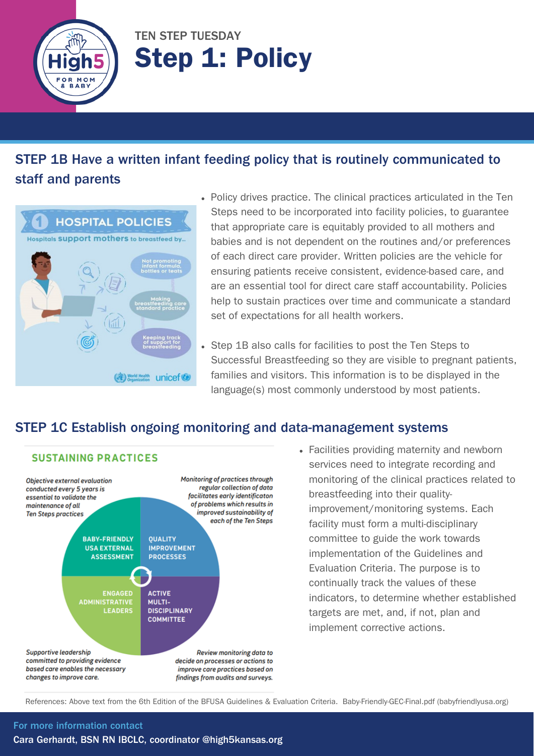TEN STEP TUESDAY

# Step 1: Policy

## STEP 1B Have a written infant feeding policy that is routinely communicated to staff and parents

1 HOSPITAL POLICIES

Hospitals support mothers to breastfeed by...

Not promoting infant formula, bottles or teats

Making breastfeeding care standard practice

Keeping track of support for breastfeeding

- Policy drives practice. The clinical practices articulated in the Ten Steps need to be incorporated into facility policies, to guarantee that appropriate care is equitably provided to all mothers and babies and is not dependent on the routines and/or preferences of each direct care provider. Written policies are the vehicle for ensuring patients receive consistent, evidence-based care, and are an essential tool for direct care staff accountability. Policies help to sustain practices over time and communicate a standard set of expectations for all health workers.

- Step 1B also calls for facilities to post the Ten Steps to Successful Breastfeeding so they are visible to pregnant patients, families and visitors. This information is to be displayed in the language(s) most commonly understood by most patients.

## STEP 1C Establish ongoing monitoring and data-management systems

SUSTAINING PRACTICES

*Objective external evaluation conducted every 5 years is essential to validate the maintenance of all Ten Steps practices*

*Monitoring of practices through regular collection of data facilitates early identificaton of problems which results in improved sustainability of each of the Ten Steps*

BABY-FRIENDLY USA EXTERNAL ASSESSMENT

QUALITY IMPROVEMENT PROCESSES

ENGAGED ADMINISTRATIVE LEADERS

ACTIVE MULTI-DISCIPLINARY COMMITTEE

*Supportive leadership committed to providing evidence based care enables the necessary changes to improve care.*

*Review monitoring data to decide on processes or actions to improve care practices based on findings from audits and surveys.*

- Facilities providing maternity and newborn services need to integrate recording and monitoring of the clinical practices related to breastfeeding into their quality-improvement/monitoring systems. Each facility must form a multi-disciplinary committee to guide the work towards implementation of the Guidelines and Evaluation Criteria. The purpose is to continually track the values of these indicators, to determine whether established targets are met, and, if not, plan and implement corrective actions.

References: Above text from the 6th Edition of the BFUSA Guidelines & Evaluation Criteria. Baby-Friendly-GEC-Final.pdf (babyfriendlyusa.org)

For more information contact

Cara Gerhardt, BSN RN IBCLC, coordinator @high5kansas.org